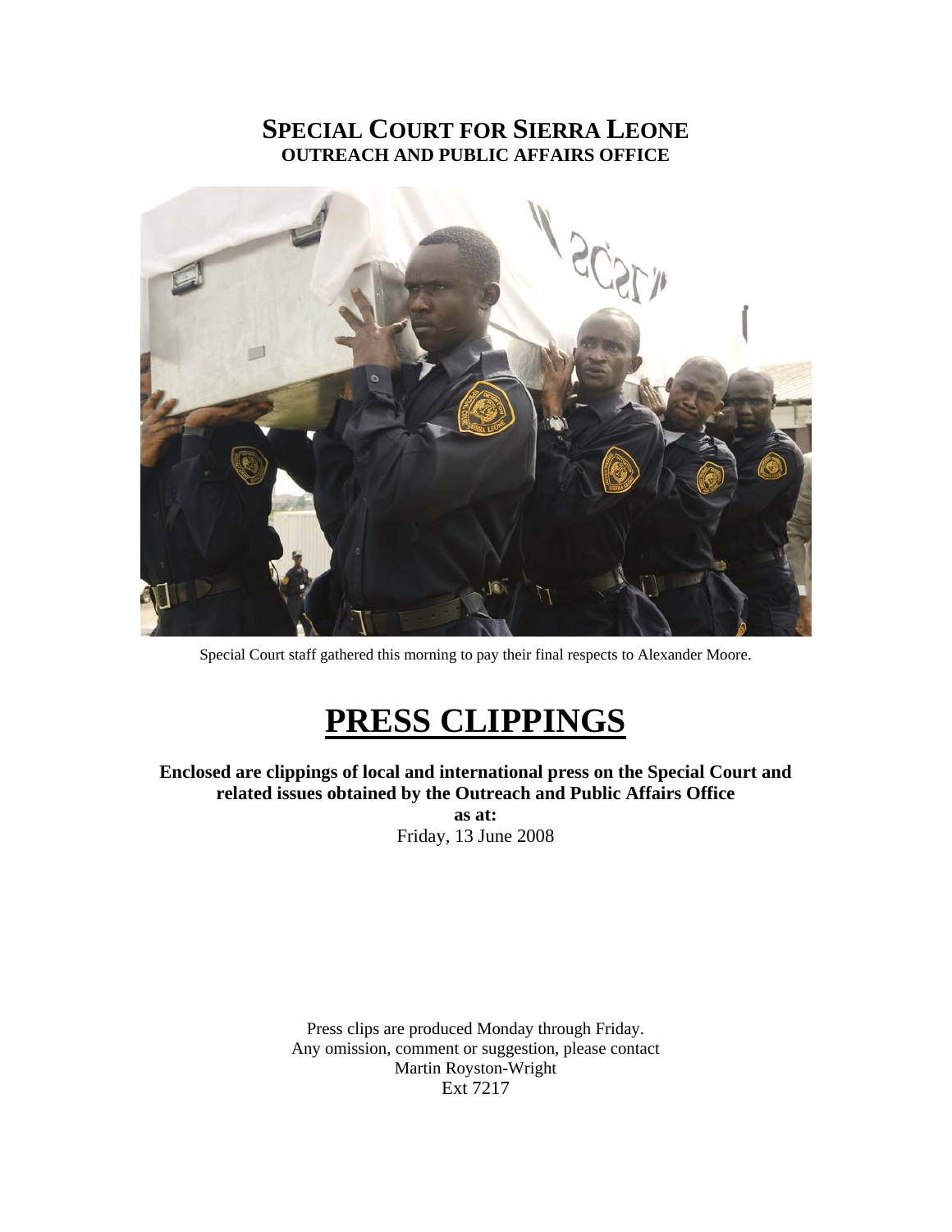# SPECIAL COURT FOR SIERRA LEONE
## OUTREACH AND PUBLIC AFFAIRS OFFICE

Special Court staff gathered this morning to pay their final respects to Alexander Moore.

# PRESS CLIPPINGS

**Enclosed are clippings of local and international press on the Special Court and related issues obtained by the Outreach and Public Affairs Office**
**as at:**
Friday, 13 June 2008

Press clips are produced Monday through Friday.
Any omission, comment or suggestion, please contact
Martin Royston-Wright
Ext 7217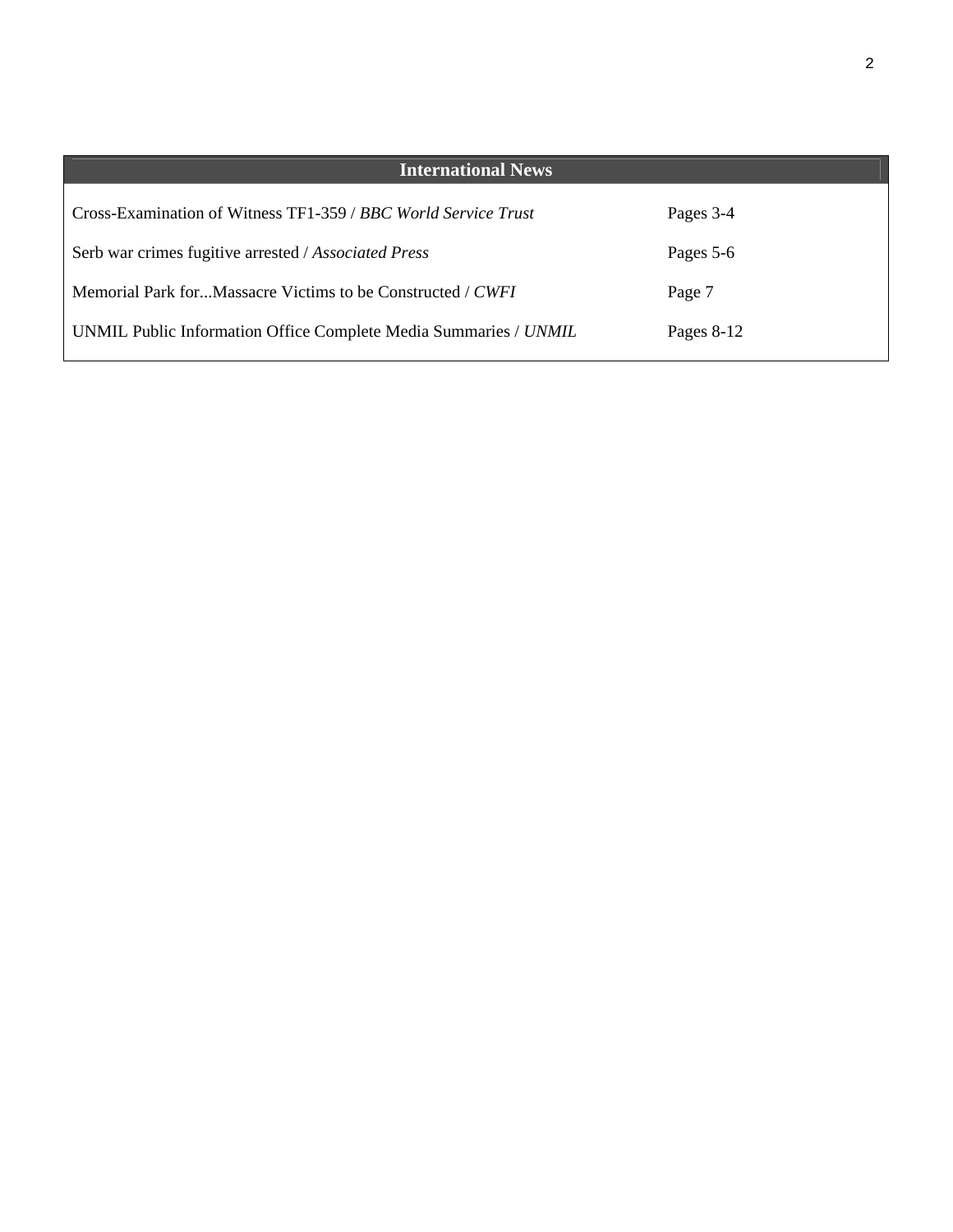## International News

| | |
|---|---|
| Cross-Examination of Witness TF1-359 / *BBC World Service Trust* | Pages 3-4 |
| Serb war crimes fugitive arrested / *Associated Press* | Pages 5-6 |
| Memorial Park for...Massacre Victims to be Constructed / *CWFI* | Page 7 |
| UNMIL Public Information Office Complete Media Summaries / *UNMIL* | Pages 8-12 |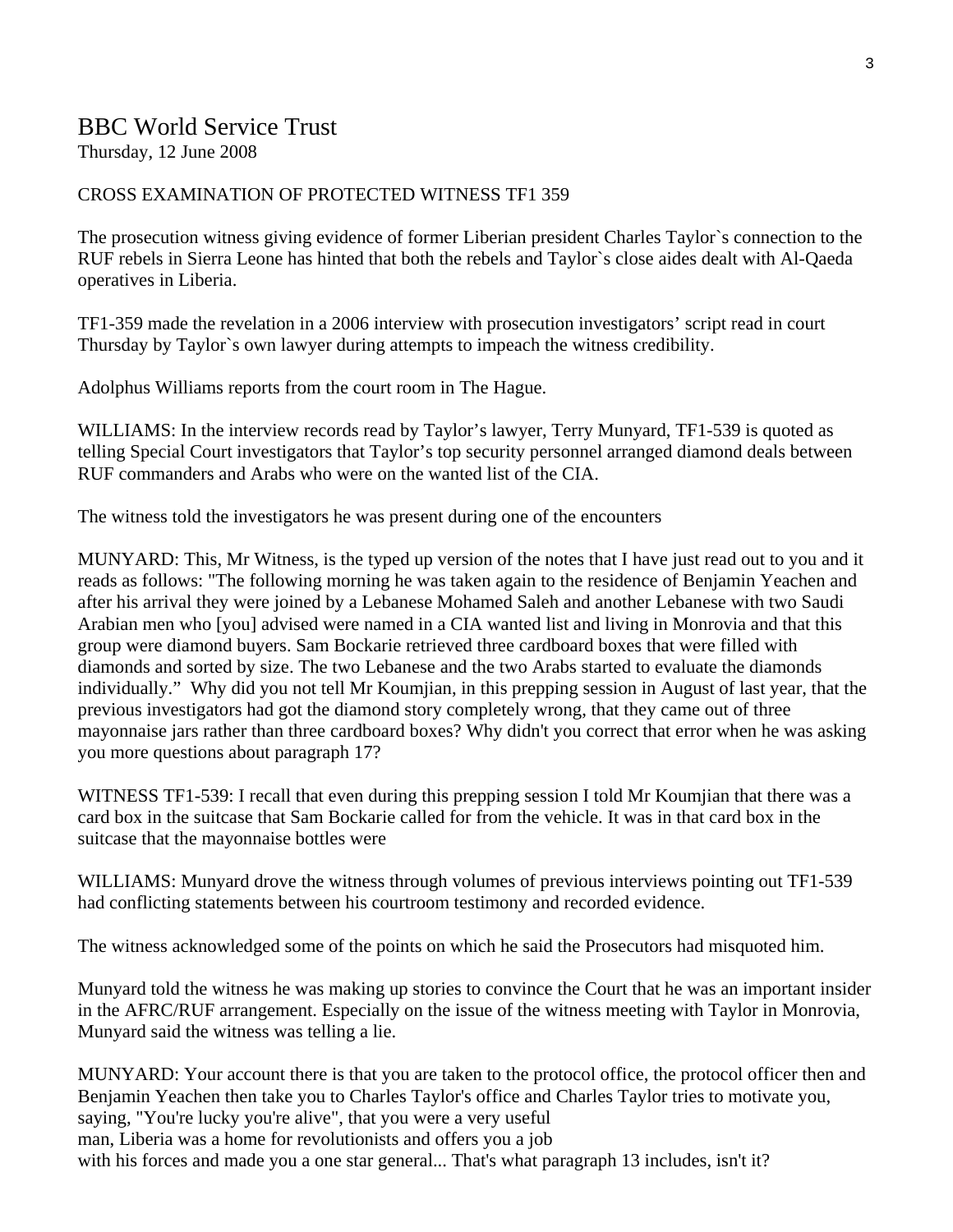# BBC World Service Trust

Thursday, 12 June 2008

CROSS EXAMINATION OF PROTECTED WITNESS TF1 359

The prosecution witness giving evidence of former Liberian president Charles Taylor`s connection to the RUF rebels in Sierra Leone has hinted that both the rebels and Taylor`s close aides dealt with Al-Qaeda operatives in Liberia.

TF1-359 made the revelation in a 2006 interview with prosecution investigators' script read in court Thursday by Taylor`s own lawyer during attempts to impeach the witness credibility.

Adolphus Williams reports from the court room in The Hague.

WILLIAMS: In the interview records read by Taylor's lawyer, Terry Munyard, TF1-539 is quoted as telling Special Court investigators that Taylor's top security personnel arranged diamond deals between RUF commanders and Arabs who were on the wanted list of the CIA.

The witness told the investigators he was present during one of the encounters

MUNYARD: This, Mr Witness, is the typed up version of the notes that I have just read out to you and it reads as follows: "The following morning he was taken again to the residence of Benjamin Yeachen and after his arrival they were joined by a Lebanese Mohamed Saleh and another Lebanese with two Saudi Arabian men who [you] advised were named in a CIA wanted list and living in Monrovia and that this group were diamond buyers. Sam Bockarie retrieved three cardboard boxes that were filled with diamonds and sorted by size. The two Lebanese and the two Arabs started to evaluate the diamonds individually." Why did you not tell Mr Koumjian, in this prepping session in August of last year, that the previous investigators had got the diamond story completely wrong, that they came out of three mayonnaise jars rather than three cardboard boxes? Why didn't you correct that error when he was asking you more questions about paragraph 17?

WITNESS TF1-539: I recall that even during this prepping session I told Mr Koumjian that there was a card box in the suitcase that Sam Bockarie called for from the vehicle. It was in that card box in the suitcase that the mayonnaise bottles were

WILLIAMS: Munyard drove the witness through volumes of previous interviews pointing out TF1-539 had conflicting statements between his courtroom testimony and recorded evidence.

The witness acknowledged some of the points on which he said the Prosecutors had misquoted him.

Munyard told the witness he was making up stories to convince the Court that he was an important insider in the AFRC/RUF arrangement. Especially on the issue of the witness meeting with Taylor in Monrovia, Munyard said the witness was telling a lie.

MUNYARD: Your account there is that you are taken to the protocol office, the protocol officer then and Benjamin Yeachen then take you to Charles Taylor's office and Charles Taylor tries to motivate you, saying, "You're lucky you're alive", that you were a very useful man, Liberia was a home for revolutionists and offers you a job with his forces and made you a one star general... That's what paragraph 13 includes, isn't it?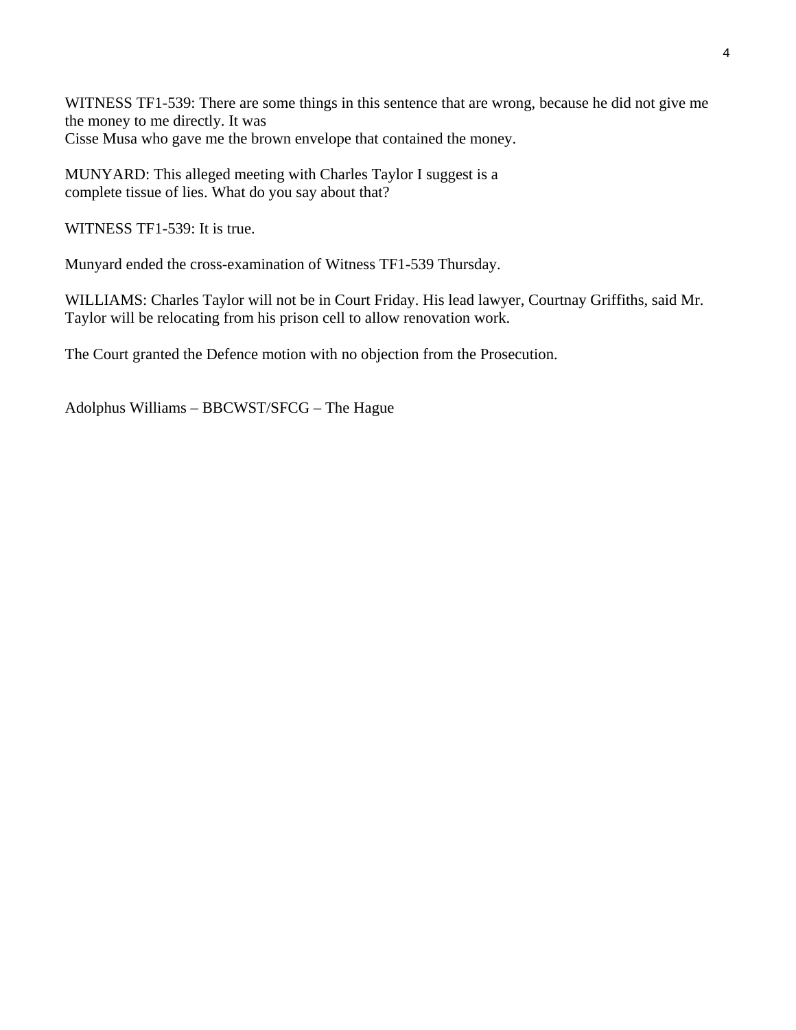WITNESS TF1-539: There are some things in this sentence that are wrong, because he did not give me the money to me directly. It was
Cisse Musa who gave me the brown envelope that contained the money.

MUNYARD: This alleged meeting with Charles Taylor I suggest is a
complete tissue of lies. What do you say about that?

WITNESS TF1-539: It is true.

Munyard ended the cross-examination of Witness TF1-539 Thursday.

WILLIAMS: Charles Taylor will not be in Court Friday. His lead lawyer, Courtnay Griffiths, said Mr. Taylor will be relocating from his prison cell to allow renovation work.

The Court granted the Defence motion with no objection from the Prosecution.

Adolphus Williams – BBCWST/SFCG – The Hague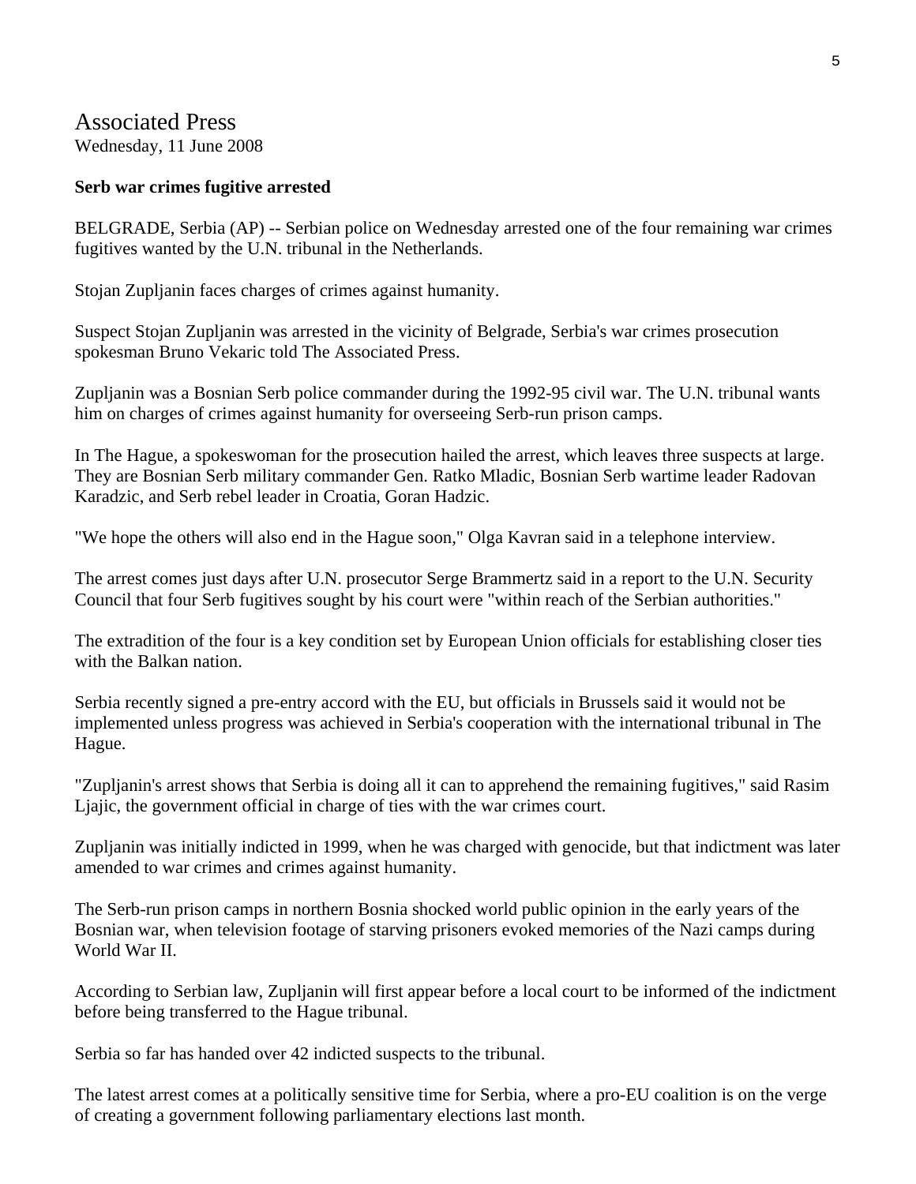# Associated Press

Wednesday, 11 June 2008

**Serb war crimes fugitive arrested**

BELGRADE, Serbia (AP) -- Serbian police on Wednesday arrested one of the four remaining war crimes fugitives wanted by the U.N. tribunal in the Netherlands.

Stojan Zupljanin faces charges of crimes against humanity.

Suspect Stojan Zupljanin was arrested in the vicinity of Belgrade, Serbia's war crimes prosecution spokesman Bruno Vekaric told The Associated Press.

Zupljanin was a Bosnian Serb police commander during the 1992-95 civil war. The U.N. tribunal wants him on charges of crimes against humanity for overseeing Serb-run prison camps.

In The Hague, a spokeswoman for the prosecution hailed the arrest, which leaves three suspects at large. They are Bosnian Serb military commander Gen. Ratko Mladic, Bosnian Serb wartime leader Radovan Karadzic, and Serb rebel leader in Croatia, Goran Hadzic.

"We hope the others will also end in the Hague soon," Olga Kavran said in a telephone interview.

The arrest comes just days after U.N. prosecutor Serge Brammertz said in a report to the U.N. Security Council that four Serb fugitives sought by his court were "within reach of the Serbian authorities."

The extradition of the four is a key condition set by European Union officials for establishing closer ties with the Balkan nation.

Serbia recently signed a pre-entry accord with the EU, but officials in Brussels said it would not be implemented unless progress was achieved in Serbia's cooperation with the international tribunal in The Hague.

"Zupljanin's arrest shows that Serbia is doing all it can to apprehend the remaining fugitives," said Rasim Ljajic, the government official in charge of ties with the war crimes court.

Zupljanin was initially indicted in 1999, when he was charged with genocide, but that indictment was later amended to war crimes and crimes against humanity.

The Serb-run prison camps in northern Bosnia shocked world public opinion in the early years of the Bosnian war, when television footage of starving prisoners evoked memories of the Nazi camps during World War II.

According to Serbian law, Zupljanin will first appear before a local court to be informed of the indictment before being transferred to the Hague tribunal.

Serbia so far has handed over 42 indicted suspects to the tribunal.

The latest arrest comes at a politically sensitive time for Serbia, where a pro-EU coalition is on the verge of creating a government following parliamentary elections last month.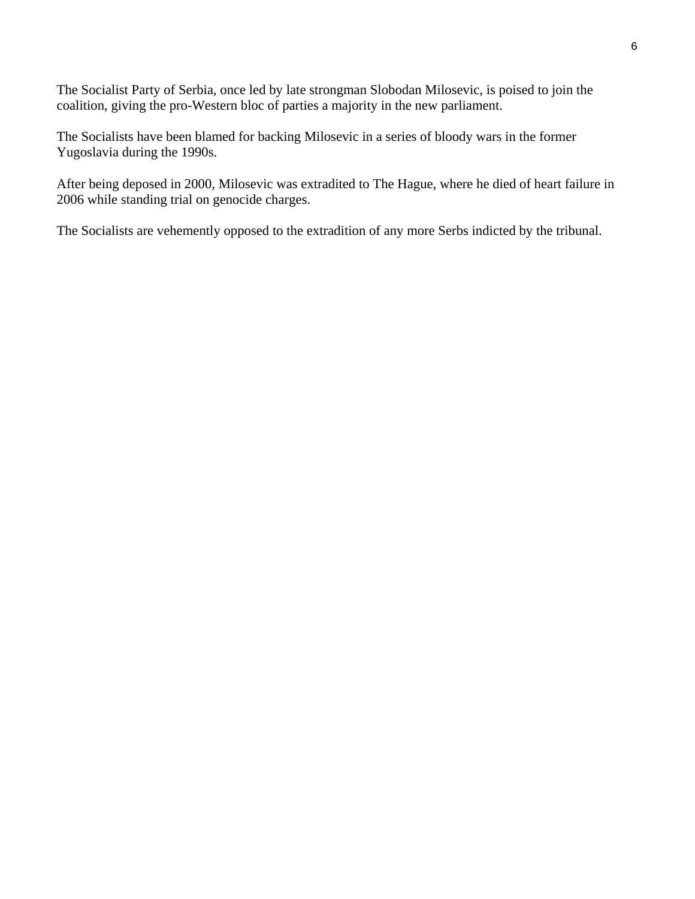The Socialist Party of Serbia, once led by late strongman Slobodan Milosevic, is poised to join the coalition, giving the pro-Western bloc of parties a majority in the new parliament.

The Socialists have been blamed for backing Milosevic in a series of bloody wars in the former Yugoslavia during the 1990s.

After being deposed in 2000, Milosevic was extradited to The Hague, where he died of heart failure in 2006 while standing trial on genocide charges.

The Socialists are vehemently opposed to the extradition of any more Serbs indicted by the tribunal.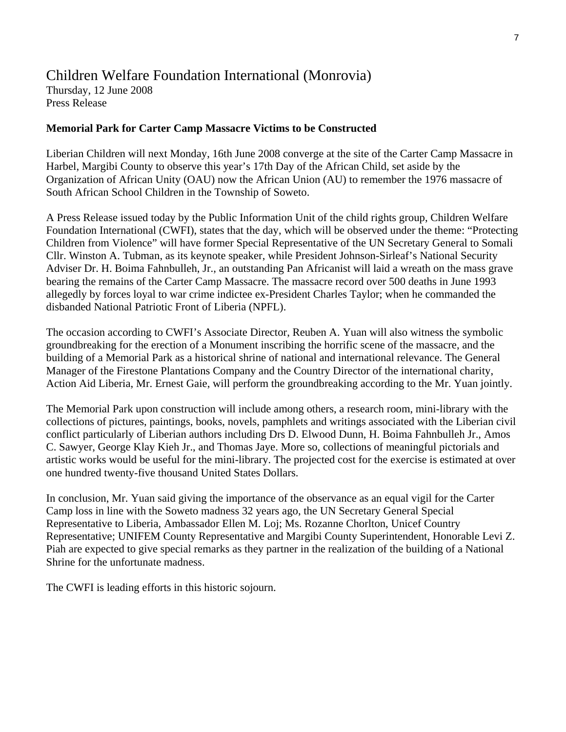# Children Welfare Foundation International (Monrovia)

Thursday, 12 June 2008
Press Release

**Memorial Park for Carter Camp Massacre Victims to be Constructed**

Liberian Children will next Monday, 16th June 2008 converge at the site of the Carter Camp Massacre in Harbel, Margibi County to observe this year's 17th Day of the African Child, set aside by the Organization of African Unity (OAU) now the African Union (AU) to remember the 1976 massacre of South African School Children in the Township of Soweto.

A Press Release issued today by the Public Information Unit of the child rights group, Children Welfare Foundation International (CWFI), states that the day, which will be observed under the theme: "Protecting Children from Violence" will have former Special Representative of the UN Secretary General to Somali Cllr. Winston A. Tubman, as its keynote speaker, while President Johnson-Sirleaf's National Security Adviser Dr. H. Boima Fahnbulleh, Jr., an outstanding Pan Africanist will laid a wreath on the mass grave bearing the remains of the Carter Camp Massacre. The massacre record over 500 deaths in June 1993 allegedly by forces loyal to war crime indictee ex-President Charles Taylor; when he commanded the disbanded National Patriotic Front of Liberia (NPFL).

The occasion according to CWFI's Associate Director, Reuben A. Yuan will also witness the symbolic groundbreaking for the erection of a Monument inscribing the horrific scene of the massacre, and the building of a Memorial Park as a historical shrine of national and international relevance. The General Manager of the Firestone Plantations Company and the Country Director of the international charity, Action Aid Liberia, Mr. Ernest Gaie, will perform the groundbreaking according to the Mr. Yuan jointly.

The Memorial Park upon construction will include among others, a research room, mini-library with the collections of pictures, paintings, books, novels, pamphlets and writings associated with the Liberian civil conflict particularly of Liberian authors including Drs D. Elwood Dunn, H. Boima Fahnbulleh Jr., Amos C. Sawyer, George Klay Kieh Jr., and Thomas Jaye. More so, collections of meaningful pictorials and artistic works would be useful for the mini-library. The projected cost for the exercise is estimated at over one hundred twenty-five thousand United States Dollars.

In conclusion, Mr. Yuan said giving the importance of the observance as an equal vigil for the Carter Camp loss in line with the Soweto madness 32 years ago, the UN Secretary General Special Representative to Liberia, Ambassador Ellen M. Loj; Ms. Rozanne Chorlton, Unicef Country Representative; UNIFEM County Representative and Margibi County Superintendent, Honorable Levi Z. Piah are expected to give special remarks as they partner in the realization of the building of a National Shrine for the unfortunate madness.

The CWFI is leading efforts in this historic sojourn.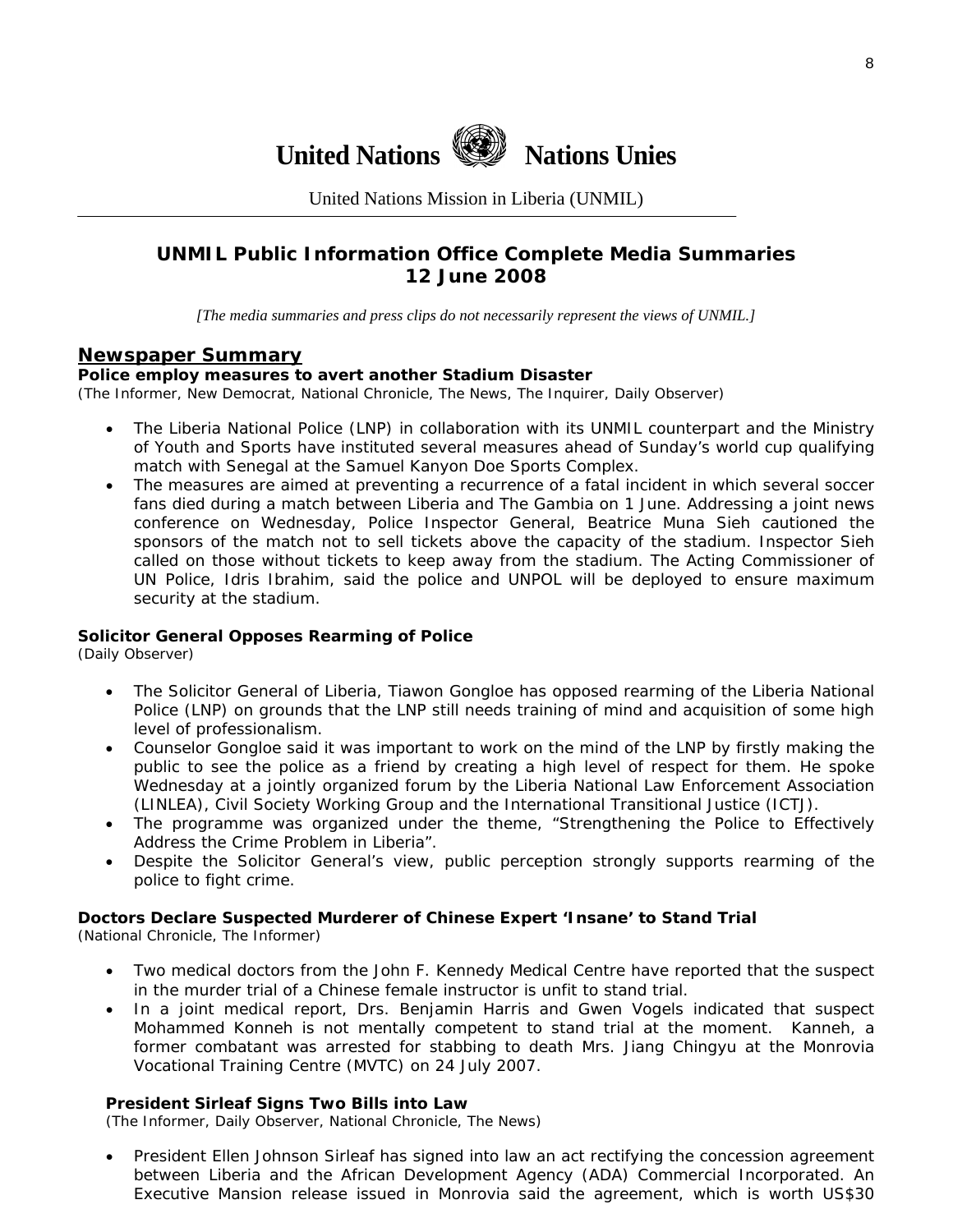# United Nations Nations Unies

United Nations Mission in Liberia (UNMIL)

## UNMIL Public Information Office Complete Media Summaries
## 12 June 2008

*[The media summaries and press clips do not necessarily represent the views of UNMIL.]*

## Newspaper Summary

**Police employ measures to avert another Stadium Disaster**
(The Informer, New Democrat, National Chronicle, The News, The Inquirer, Daily Observer)

- The Liberia National Police (LNP) in collaboration with its UNMIL counterpart and the Ministry of Youth and Sports have instituted several measures ahead of Sunday's world cup qualifying match with Senegal at the Samuel Kanyon Doe Sports Complex.
- The measures are aimed at preventing a recurrence of a fatal incident in which several soccer fans died during a match between Liberia and The Gambia on 1 June. Addressing a joint news conference on Wednesday, Police Inspector General, Beatrice Muna Sieh cautioned the sponsors of the match not to sell tickets above the capacity of the stadium. Inspector Sieh called on those without tickets to keep away from the stadium. The Acting Commissioner of UN Police, Idris Ibrahim, said the police and UNPOL will be deployed to ensure maximum security at the stadium.

**Solicitor General Opposes Rearming of Police**
(Daily Observer)

- The Solicitor General of Liberia, Tiawon Gongloe has opposed rearming of the Liberia National Police (LNP) on grounds that the LNP still needs training of mind and acquisition of some high level of professionalism.
- Counselor Gongloe said it was important to work on the mind of the LNP by firstly making the public to see the police as a friend by creating a high level of respect for them. He spoke Wednesday at a jointly organized forum by the Liberia National Law Enforcement Association (LINLEA), Civil Society Working Group and the International Transitional Justice (ICTJ).
- The programme was organized under the theme, "Strengthening the Police to Effectively Address the Crime Problem in Liberia".
- Despite the Solicitor General's view, public perception strongly supports rearming of the police to fight crime.

**Doctors Declare Suspected Murderer of Chinese Expert 'Insane' to Stand Trial**
(National Chronicle, The Informer)

- Two medical doctors from the John F. Kennedy Medical Centre have reported that the suspect in the murder trial of a Chinese female instructor is unfit to stand trial.
- In a joint medical report, Drs. Benjamin Harris and Gwen Vogels indicated that suspect Mohammed Konneh is not mentally competent to stand trial at the moment. Kanneh, a former combatant was arrested for stabbing to death Mrs. Jiang Chingyu at the Monrovia Vocational Training Centre (MVTC) on 24 July 2007.

**President Sirleaf Signs Two Bills into Law**
(The Informer, Daily Observer, National Chronicle, The News)

- President Ellen Johnson Sirleaf has signed into law an act rectifying the concession agreement between Liberia and the African Development Agency (ADA) Commercial Incorporated. An Executive Mansion release issued in Monrovia said the agreement, which is worth US$30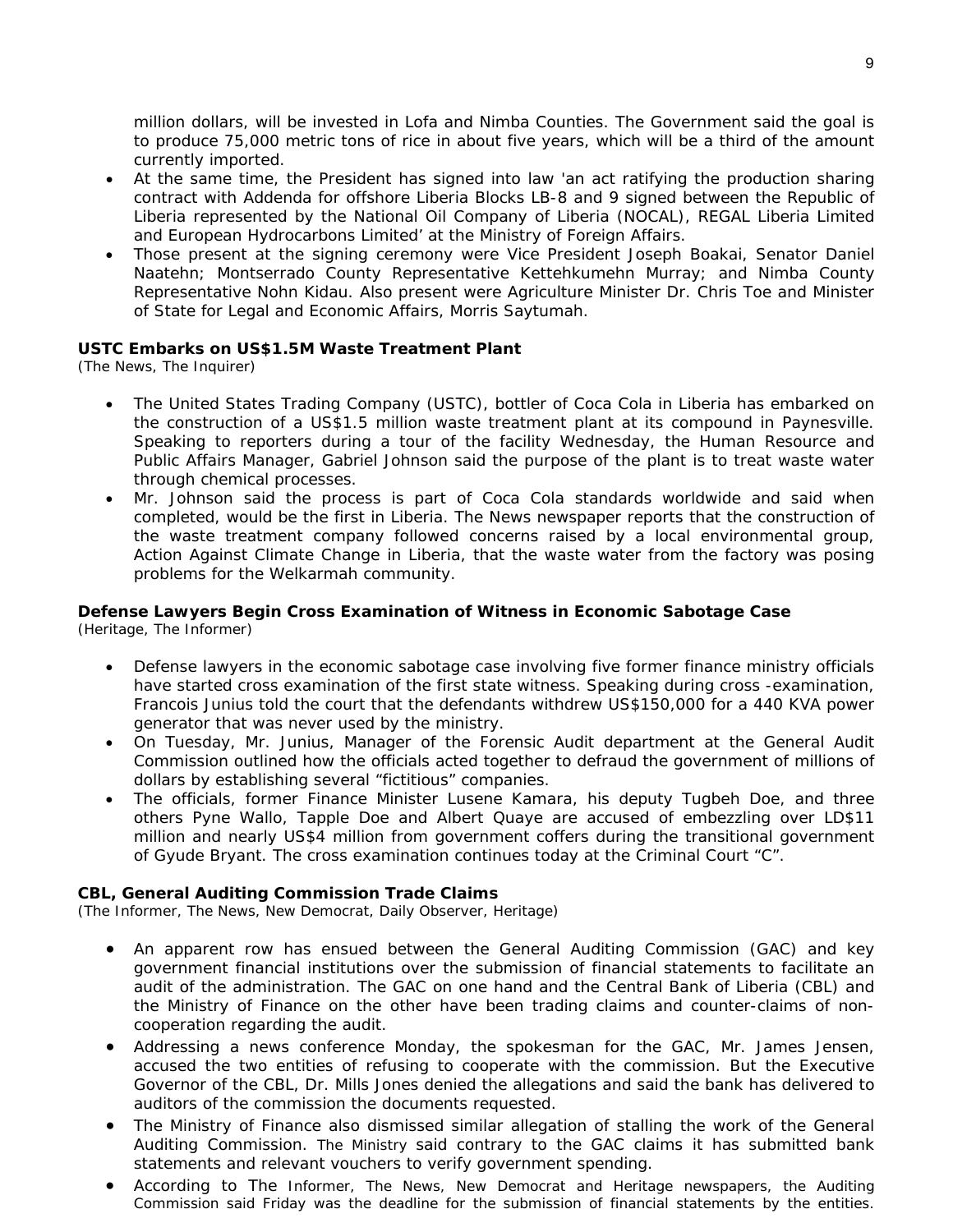million dollars, will be invested in Lofa and Nimba Counties. The Government said the goal is to produce 75,000 metric tons of rice in about five years, which will be a third of the amount currently imported.

- At the same time, the President has signed into law 'an act ratifying the production sharing contract with Addenda for offshore Liberia Blocks LB-8 and 9 signed between the Republic of Liberia represented by the National Oil Company of Liberia (NOCAL), REGAL Liberia Limited and European Hydrocarbons Limited' at the Ministry of Foreign Affairs.
- Those present at the signing ceremony were Vice President Joseph Boakai, Senator Daniel Naatehn; Montserrado County Representative Kettehkumehn Murray; and Nimba County Representative Nohn Kidau. Also present were Agriculture Minister Dr. Chris Toe and Minister of State for Legal and Economic Affairs, Morris Saytumah.

**USTC Embarks on US$1.5M Waste Treatment Plant**
*(The News, The Inquirer)*

- The United States Trading Company (USTC), bottler of Coca Cola in Liberia has embarked on the construction of a US$1.5 million waste treatment plant at its compound in Paynesville. Speaking to reporters during a tour of the facility Wednesday, the Human Resource and Public Affairs Manager, Gabriel Johnson said the purpose of the plant is to treat waste water through chemical processes.
- Mr. Johnson said the process is part of Coca Cola standards worldwide and said when completed, would be the first in Liberia. The News newspaper reports that the construction of the waste treatment company followed concerns raised by a local environmental group, Action Against Climate Change in Liberia, that the waste water from the factory was posing problems for the Welkarmah community.

**Defense Lawyers Begin Cross Examination of Witness in Economic Sabotage Case**
*(Heritage, The Informer)*

- Defense lawyers in the economic sabotage case involving five former finance ministry officials have started cross examination of the first state witness. Speaking during cross -examination, Francois Junius told the court that the defendants withdrew US$150,000 for a 440 KVA power generator that was never used by the ministry.
- On Tuesday, Mr. Junius, Manager of the Forensic Audit department at the General Audit Commission outlined how the officials acted together to defraud the government of millions of dollars by establishing several "fictitious" companies.
- The officials, former Finance Minister Lusene Kamara, his deputy Tugbeh Doe, and three others Pyne Wallo, Tapple Doe and Albert Quaye are accused of embezzling over LD$11 million and nearly US$4 million from government coffers during the transitional government of Gyude Bryant. The cross examination continues today at the Criminal Court "C".

**CBL, General Auditing Commission Trade Claims**
*(The Informer, The News, New Democrat, Daily Observer, Heritage)*

- An apparent row has ensued between the General Auditing Commission (GAC) and key government financial institutions over the submission of financial statements to facilitate an audit of the administration. The GAC on one hand and the Central Bank of Liberia (CBL) and the Ministry of Finance on the other have been trading claims and counter-claims of non-cooperation regarding the audit.
- Addressing a news conference Monday, the spokesman for the GAC, Mr. James Jensen, accused the two entities of refusing to cooperate with the commission. But the Executive Governor of the CBL, Dr. Mills Jones denied the allegations and said the bank has delivered to auditors of the commission the documents requested.
- The Ministry of Finance also dismissed similar allegation of stalling the work of the General Auditing Commission. The Ministry said contrary to the GAC claims it has submitted bank statements and relevant vouchers to verify government spending.
- According to The Informer, The News, New Democrat and Heritage newspapers, the Auditing Commission said Friday was the deadline for the submission of financial statements by the entities.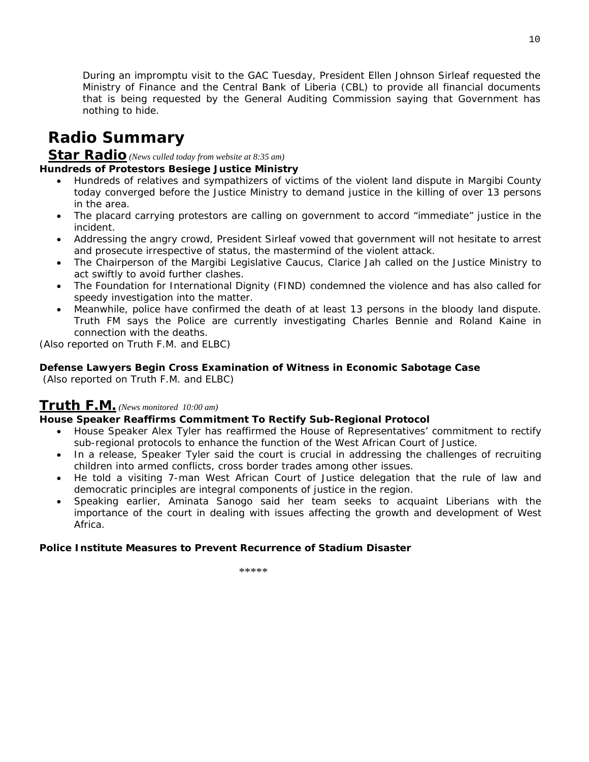During an impromptu visit to the GAC Tuesday, President Ellen Johnson Sirleaf requested the Ministry of Finance and the Central Bank of Liberia (CBL) to provide all financial documents that is being requested by the General Auditing Commission saying that Government has nothing to hide.

# Radio Summary

## Star Radio *(News culled today from website at 8:35 am)*

**Hundreds of Protestors Besiege Justice Ministry**

- Hundreds of relatives and sympathizers of victims of the violent land dispute in Margibi County today converged before the Justice Ministry to demand justice in the killing of over 13 persons in the area.
- The placard carrying protestors are calling on government to accord "immediate" justice in the incident.
- Addressing the angry crowd, President Sirleaf vowed that government will not hesitate to arrest and prosecute irrespective of status, the mastermind of the violent attack.
- The Chairperson of the Margibi Legislative Caucus, Clarice Jah called on the Justice Ministry to act swiftly to avoid further clashes.
- The Foundation for International Dignity (FIND) condemned the violence and has also called for speedy investigation into the matter.
- Meanwhile, police have confirmed the death of at least 13 persons in the bloody land dispute. Truth FM says the Police are currently investigating Charles Bennie and Roland Kaine in connection with the deaths.

(Also reported on Truth F.M. and ELBC)

**Defense Lawyers Begin Cross Examination of Witness in Economic Sabotage Case**

(Also reported on Truth F.M. and ELBC)

## Truth F.M. *(News monitored 10:00 am)*

**House Speaker Reaffirms Commitment To Rectify Sub-Regional Protocol**

- House Speaker Alex Tyler has reaffirmed the House of Representatives' commitment to rectify sub-regional protocols to enhance the function of the West African Court of Justice.
- In a release, Speaker Tyler said the court is crucial in addressing the challenges of recruiting children into armed conflicts, cross border trades among other issues.
- He told a visiting 7-man West African Court of Justice delegation that the rule of law and democratic principles are integral components of justice in the region.
- Speaking earlier, Aminata Sanogo said her team seeks to acquaint Liberians with the importance of the court in dealing with issues affecting the growth and development of West Africa.

**Police Institute Measures to Prevent Recurrence of Stadium Disaster**

*****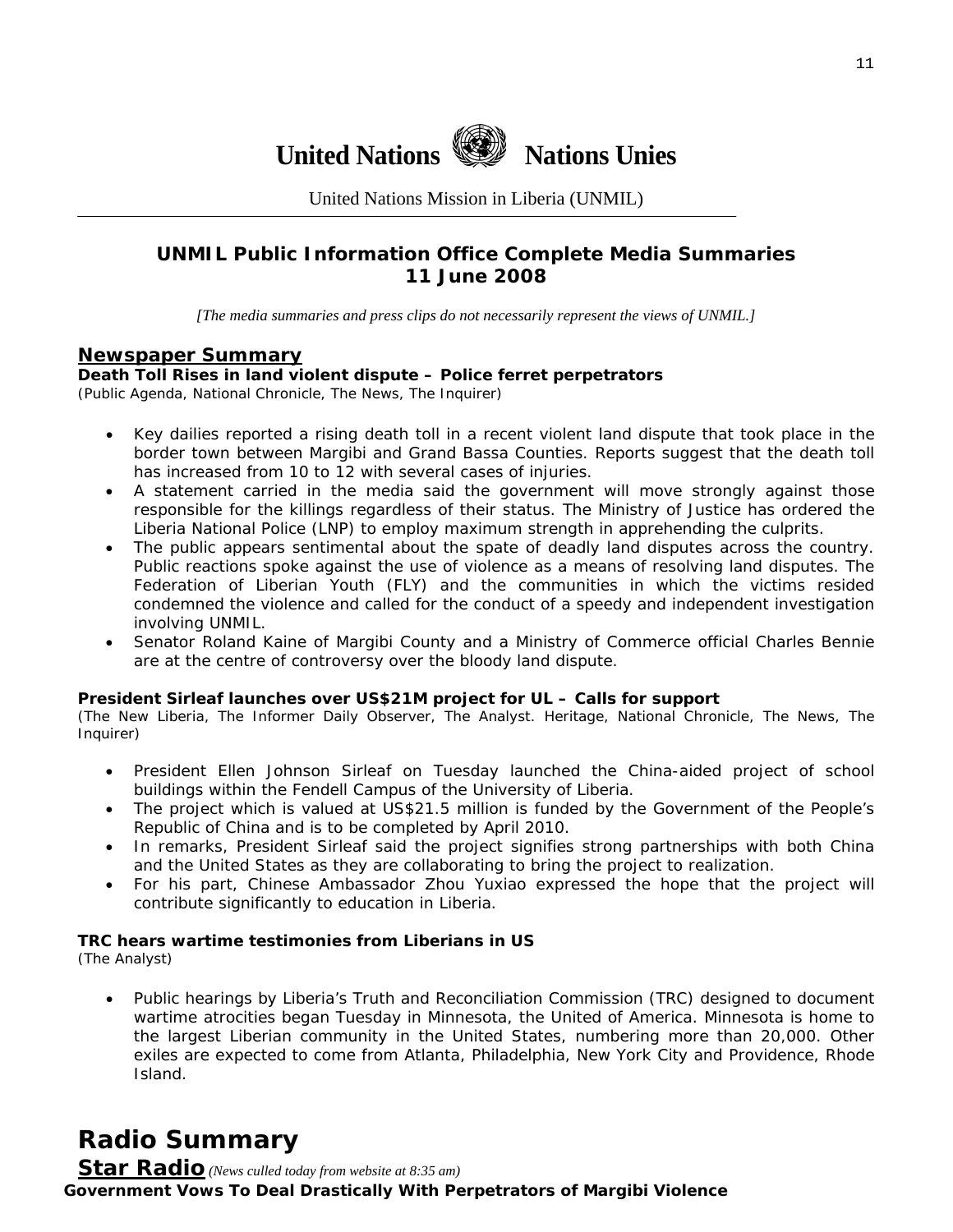# United Nations Nations Unies

United Nations Mission in Liberia (UNMIL)

## UNMIL Public Information Office Complete Media Summaries
## 11 June 2008

*[The media summaries and press clips do not necessarily represent the views of UNMIL.]*

## Newspaper Summary

**Death Toll Rises in land violent dispute – Police ferret perpetrators**
(Public Agenda, National Chronicle, The News, The Inquirer)

- Key dailies reported a rising death toll in a recent violent land dispute that took place in the border town between Margibi and Grand Bassa Counties. Reports suggest that the death toll has increased from 10 to 12 with several cases of injuries.
- A statement carried in the media said the government will move strongly against those responsible for the killings regardless of their status. The Ministry of Justice has ordered the Liberia National Police (LNP) to employ maximum strength in apprehending the culprits.
- The public appears sentimental about the spate of deadly land disputes across the country. Public reactions spoke against the use of violence as a means of resolving land disputes. The Federation of Liberian Youth (FLY) and the communities in which the victims resided condemned the violence and called for the conduct of a speedy and independent investigation involving UNMIL.
- Senator Roland Kaine of Margibi County and a Ministry of Commerce official Charles Bennie are at the centre of controversy over the bloody land dispute.

**President Sirleaf launches over US$21M project for UL – Calls for support**
(The New Liberia, The Informer Daily Observer, The Analyst. Heritage, National Chronicle, The News, The Inquirer)

- President Ellen Johnson Sirleaf on Tuesday launched the China-aided project of school buildings within the Fendell Campus of the University of Liberia.
- The project which is valued at US$21.5 million is funded by the Government of the People's Republic of China and is to be completed by April 2010.
- In remarks, President Sirleaf said the project signifies strong partnerships with both China and the United States as they are collaborating to bring the project to realization.
- For his part, Chinese Ambassador Zhou Yuxiao expressed the hope that the project will contribute significantly to education in Liberia.

**TRC hears wartime testimonies from Liberians in US**
(The Analyst)

- Public hearings by Liberia's Truth and Reconciliation Commission (TRC) designed to document wartime atrocities began Tuesday in Minnesota, the United of America. Minnesota is home to the largest Liberian community in the United States, numbering more than 20,000. Other exiles are expected to come from Atlanta, Philadelphia, New York City and Providence, Rhode Island.

# Radio Summary

## Star Radio *(News culled today from website at 8:35 am)*

**Government Vows To Deal Drastically With Perpetrators of Margibi Violence**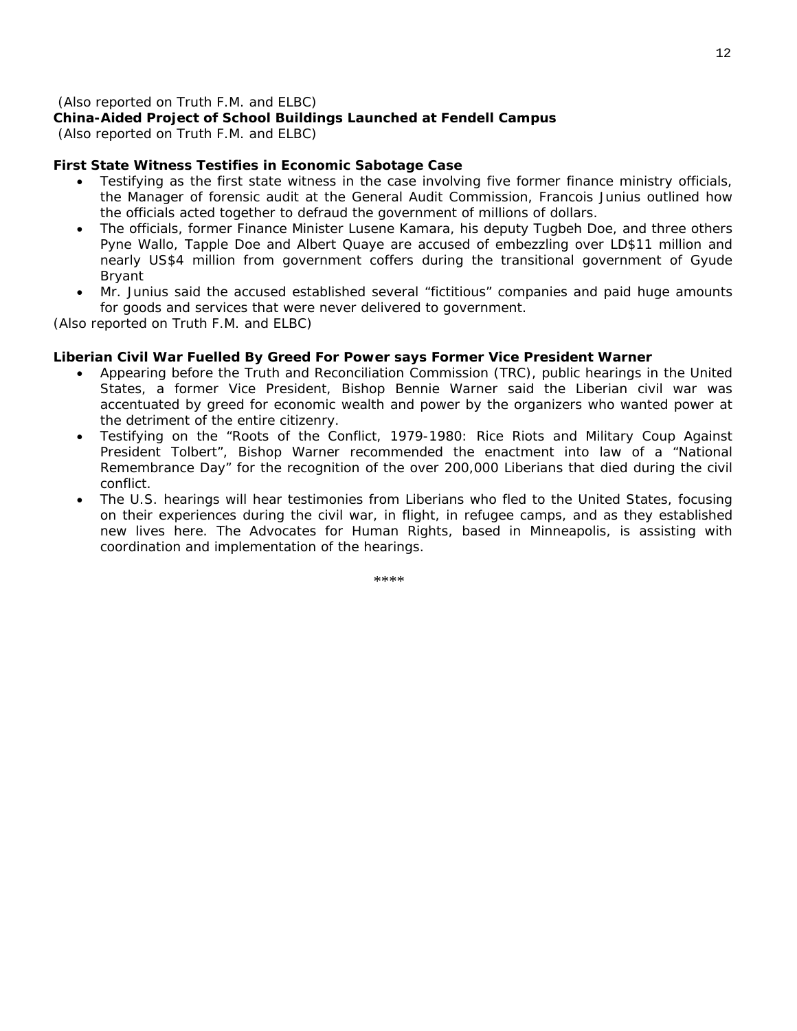(Also reported on Truth F.M. and ELBC)

**China-Aided Project of School Buildings Launched at Fendell Campus**

(Also reported on Truth F.M. and ELBC)

**First State Witness Testifies in Economic Sabotage Case**

- Testifying as the first state witness in the case involving five former finance ministry officials, the Manager of forensic audit at the General Audit Commission, Francois Junius outlined how the officials acted together to defraud the government of millions of dollars.
- The officials, former Finance Minister Lusene Kamara, his deputy Tugbeh Doe, and three others Pyne Wallo, Tapple Doe and Albert Quaye are accused of embezzling over LD$11 million and nearly US$4 million from government coffers during the transitional government of Gyude Bryant
- Mr. Junius said the accused established several "fictitious" companies and paid huge amounts for goods and services that were never delivered to government.

(Also reported on Truth F.M. and ELBC)

**Liberian Civil War Fuelled By Greed For Power says Former Vice President Warner**

- Appearing before the Truth and Reconciliation Commission (TRC), public hearings in the United States, a former Vice President, Bishop Bennie Warner said the Liberian civil war was accentuated by greed for economic wealth and power by the organizers who wanted power at the detriment of the entire citizenry.
- Testifying on the "Roots of the Conflict, 1979-1980: Rice Riots and Military Coup Against President Tolbert", Bishop Warner recommended the enactment into law of a "National Remembrance Day" for the recognition of the over 200,000 Liberians that died during the civil conflict.
- The U.S. hearings will hear testimonies from Liberians who fled to the United States, focusing on their experiences during the civil war, in flight, in refugee camps, and as they established new lives here. The Advocates for Human Rights, based in Minneapolis, is assisting with coordination and implementation of the hearings.

\*\*\*\*